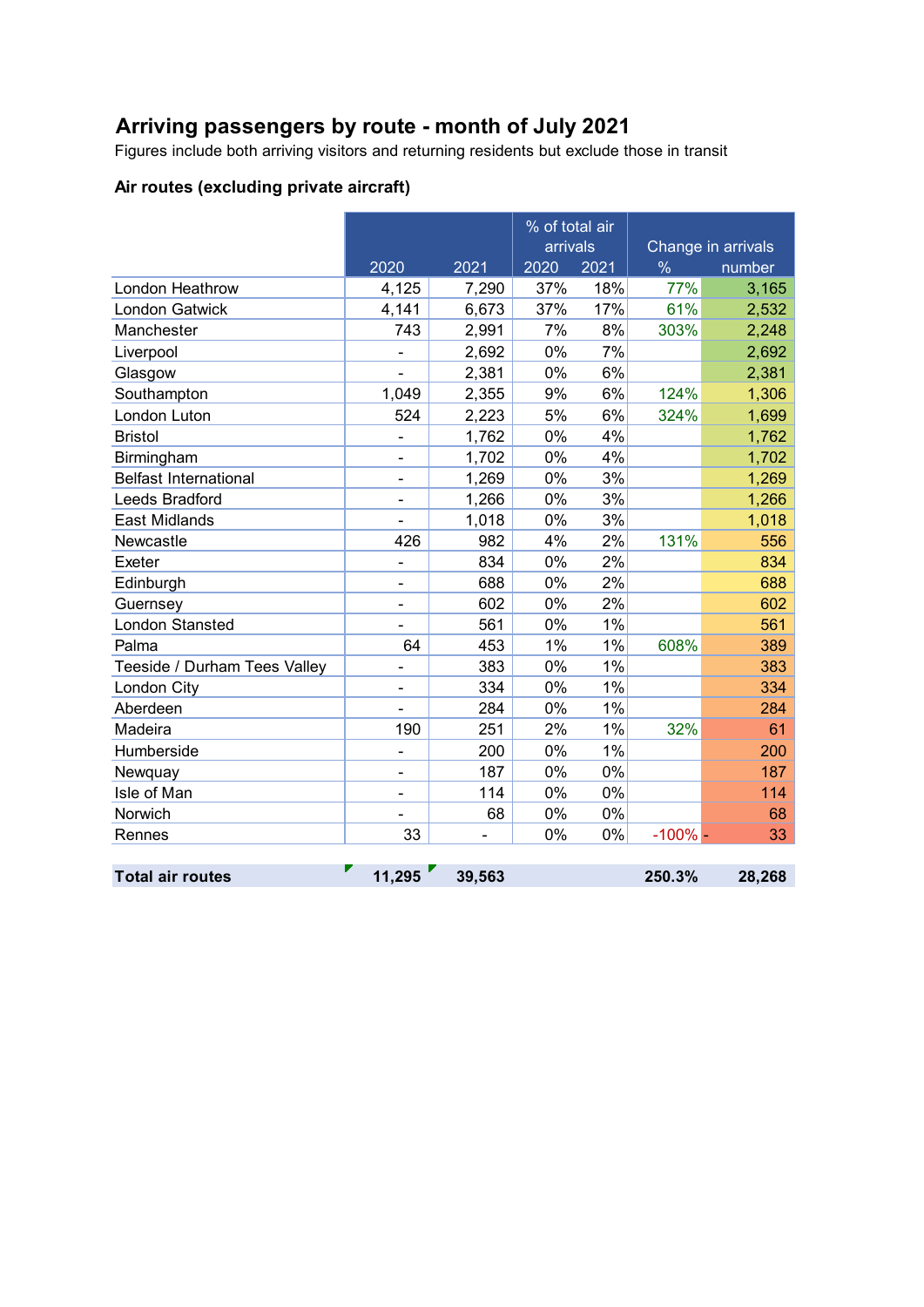# Arriving passengers by route - month of July 2021

Figures include both arriving visitors and returning residents but exclude those in transit

### Air routes (excluding private aircraft)

| | 2020 | 2021 | % of total air arrivals 2020 | 2021 | Change in arrivals % | number |
|---|---|---|---|---|---|---|
| London Heathrow | 4,125 | 7,290 | 37% | 18% | 77% | 3,165 |
| London Gatwick | 4,141 | 6,673 | 37% | 17% | 61% | 2,532 |
| Manchester | 743 | 2,991 | 7% | 8% | 303% | 2,248 |
| Liverpool | - | 2,692 | 0% | 7% | | 2,692 |
| Glasgow | - | 2,381 | 0% | 6% | | 2,381 |
| Southampton | 1,049 | 2,355 | 9% | 6% | 124% | 1,306 |
| London Luton | 524 | 2,223 | 5% | 6% | 324% | 1,699 |
| Bristol | - | 1,762 | 0% | 4% | | 1,762 |
| Birmingham | - | 1,702 | 0% | 4% | | 1,702 |
| Belfast International | - | 1,269 | 0% | 3% | | 1,269 |
| Leeds Bradford | - | 1,266 | 0% | 3% | | 1,266 |
| East Midlands | - | 1,018 | 0% | 3% | | 1,018 |
| Newcastle | 426 | 982 | 4% | 2% | 131% | 556 |
| Exeter | - | 834 | 0% | 2% | | 834 |
| Edinburgh | - | 688 | 0% | 2% | | 688 |
| Guernsey | - | 602 | 0% | 2% | | 602 |
| London Stansted | - | 561 | 0% | 1% | | 561 |
| Palma | 64 | 453 | 1% | 1% | 608% | 389 |
| Teeside / Durham Tees Valley | - | 383 | 0% | 1% | | 383 |
| London City | - | 334 | 0% | 1% | | 334 |
| Aberdeen | - | 284 | 0% | 1% | | 284 |
| Madeira | 190 | 251 | 2% | 1% | 32% | 61 |
| Humberside | - | 200 | 0% | 1% | | 200 |
| Newquay | - | 187 | 0% | 0% | | 187 |
| Isle of Man | - | 114 | 0% | 0% | | 114 |
| Norwich | - | 68 | 0% | 0% | | 68 |
| Rennes | 33 | - | 0% | 0% | -100% | - 33 |
| **Total air routes** | **11,295** | **39,563** | | | **250.3%** | **28,268** |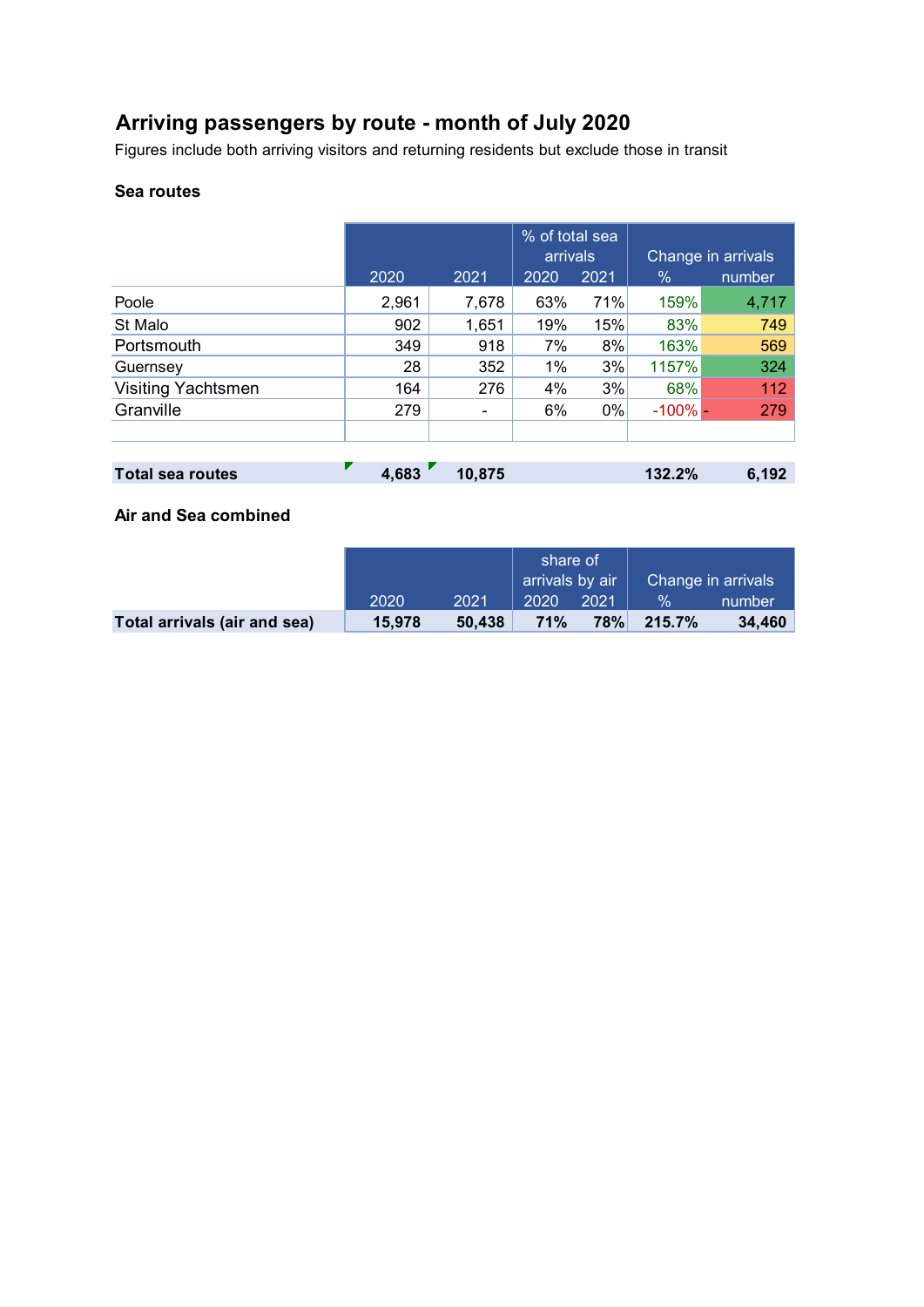# Arriving passengers by route - month of July 2020

Figures include both arriving visitors and returning residents but exclude those in transit

### Sea routes

| | 2020 | 2021 | % of total sea arrivals 2020 | 2021 | Change in arrivals % | number |
|---|---|---|---|---|---|---|
| Poole | 2,961 | 7,678 | 63% | 71% | 159% | 4,717 |
| St Malo | 902 | 1,651 | 19% | 15% | 83% | 749 |
| Portsmouth | 349 | 918 | 7% | 8% | 163% | 569 |
| Guernsey | 28 | 352 | 1% | 3% | 1157% | 324 |
| Visiting Yachtsmen | 164 | 276 | 4% | 3% | 68% | 112 |
| Granville | 279 | - | 6% | 0% | -100% | - 279 |
| | | | | | | |
| **Total sea routes** | **4,683** | **10,875** | | | **132.2%** | **6,192** |

### Air and Sea combined

| | 2020 | 2021 | share of arrivals by air 2020 | 2021 | Change in arrivals % | number |
|---|---|---|---|---|---|---|
| **Total arrivals (air and sea)** | **15,978** | **50,438** | **71%** | **78%** | **215.7%** | **34,460** |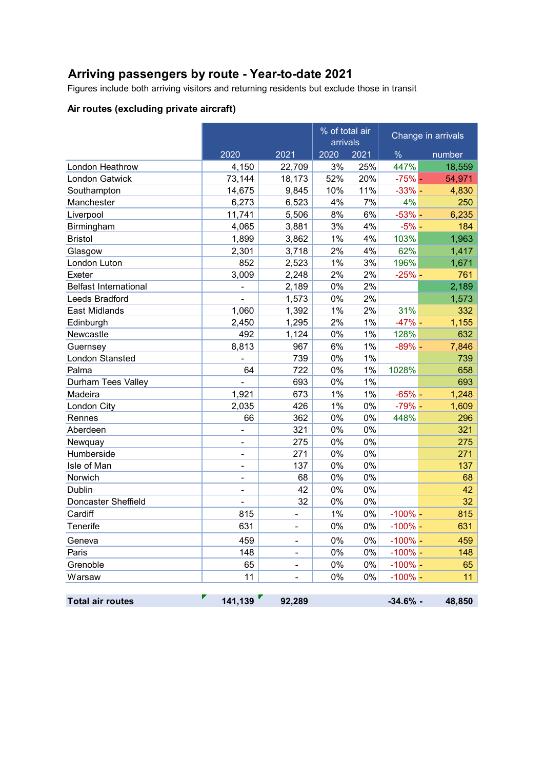# Arriving passengers by route - Year-to-date 2021

Figures include both arriving visitors and returning residents but exclude those in transit

### Air routes (excluding private aircraft)

| | | | % of total air arrivals | | Change in arrivals | |
|---|---|---|---|---|---|---|
| | 2020 | 2021 | 2020 | 2021 | % | number |
| London Heathrow | 4,150 | 22,709 | 3% | 25% | 447% | 18,559 |
| London Gatwick | 73,144 | 18,173 | 52% | 20% | -75% | - 54,971 |
| Southampton | 14,675 | 9,845 | 10% | 11% | -33% | - 4,830 |
| Manchester | 6,273 | 6,523 | 4% | 7% | 4% | 250 |
| Liverpool | 11,741 | 5,506 | 8% | 6% | -53% | - 6,235 |
| Birmingham | 4,065 | 3,881 | 3% | 4% | -5% | - 184 |
| Bristol | 1,899 | 3,862 | 1% | 4% | 103% | 1,963 |
| Glasgow | 2,301 | 3,718 | 2% | 4% | 62% | 1,417 |
| London Luton | 852 | 2,523 | 1% | 3% | 196% | 1,671 |
| Exeter | 3,009 | 2,248 | 2% | 2% | -25% | - 761 |
| Belfast International | - | 2,189 | 0% | 2% | | 2,189 |
| Leeds Bradford | - | 1,573 | 0% | 2% | | 1,573 |
| East Midlands | 1,060 | 1,392 | 1% | 2% | 31% | 332 |
| Edinburgh | 2,450 | 1,295 | 2% | 1% | -47% | - 1,155 |
| Newcastle | 492 | 1,124 | 0% | 1% | 128% | 632 |
| Guernsey | 8,813 | 967 | 6% | 1% | -89% | - 7,846 |
| London Stansted | - | 739 | 0% | 1% | | 739 |
| Palma | 64 | 722 | 0% | 1% | 1028% | 658 |
| Durham Tees Valley | - | 693 | 0% | 1% | | 693 |
| Madeira | 1,921 | 673 | 1% | 1% | -65% | - 1,248 |
| London City | 2,035 | 426 | 1% | 0% | -79% | - 1,609 |
| Rennes | 66 | 362 | 0% | 0% | 448% | 296 |
| Aberdeen | - | 321 | 0% | 0% | | 321 |
| Newquay | - | 275 | 0% | 0% | | 275 |
| Humberside | - | 271 | 0% | 0% | | 271 |
| Isle of Man | - | 137 | 0% | 0% | | 137 |
| Norwich | - | 68 | 0% | 0% | | 68 |
| Dublin | - | 42 | 0% | 0% | | 42 |
| Doncaster Sheffield | - | 32 | 0% | 0% | | 32 |
| Cardiff | 815 | - | 1% | 0% | -100% | - 815 |
| Tenerife | 631 | - | 0% | 0% | -100% | - 631 |
| Geneva | 459 | - | 0% | 0% | -100% | - 459 |
| Paris | 148 | - | 0% | 0% | -100% | - 148 |
| Grenoble | 65 | - | 0% | 0% | -100% | - 65 |
| Warsaw | 11 | - | 0% | 0% | -100% | - 11 |
| **Total air routes** | **141,139** | **92,289** | | | **-34.6%** | **- 48,850** |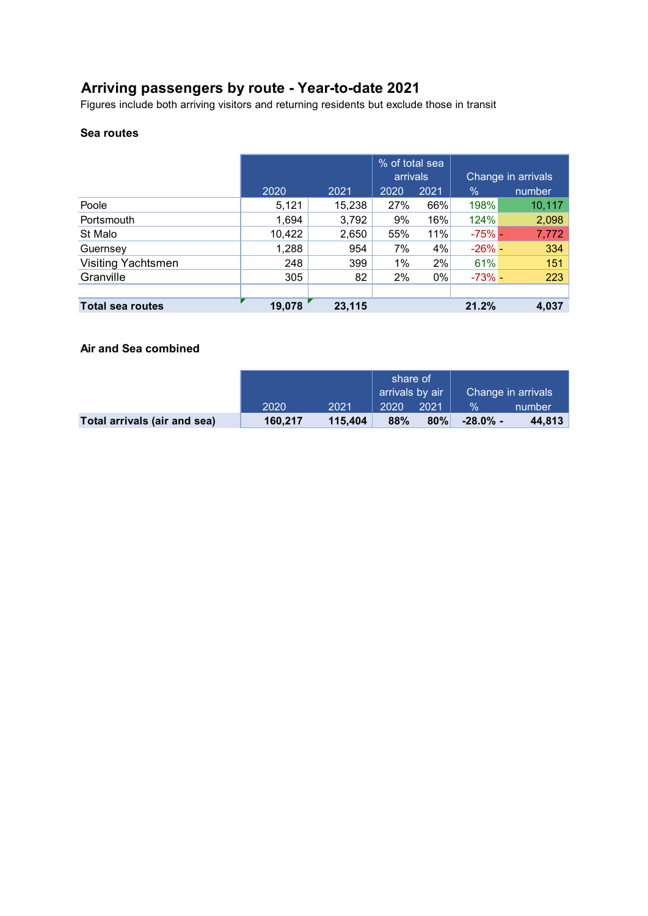# Arriving passengers by route - Year-to-date 2021

Figures include both arriving visitors and returning residents but exclude those in transit

### Sea routes

| | | | % of total sea arrivals | | Change in arrivals | |
|---|---|---|---|---|---|---|
| | 2020 | 2021 | 2020 | 2021 | % | number |
| Poole | 5,121 | 15,238 | 27% | 66% | 198% | 10,117 |
| Portsmouth | 1,694 | 3,792 | 9% | 16% | 124% | 2,098 |
| St Malo | 10,422 | 2,650 | 55% | 11% | -75% | - 7,772 |
| Guernsey | 1,288 | 954 | 7% | 4% | -26% | - 334 |
| Visiting Yachtsmen | 248 | 399 | 1% | 2% | 61% | 151 |
| Granville | 305 | 82 | 2% | 0% | -73% | - 223 |
| | | | | | | |
| **Total sea routes** | **19,078** | **23,115** | | | **21.2%** | **4,037** |

### Air and Sea combined

| | | | share of arrivals by air | | Change in arrivals | |
|---|---|---|---|---|---|---|
| | 2020 | 2021 | 2020 | 2021 | % | number |
| **Total arrivals (air and sea)** | **160,217** | **115,404** | **88%** | **80%** | **-28.0%** | **- 44,813** |